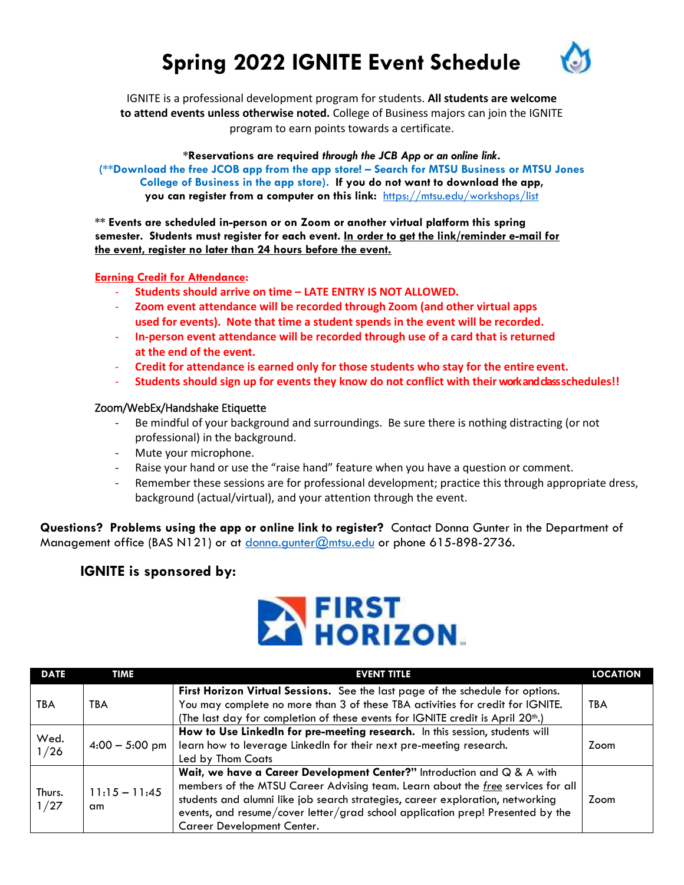# Spring 2022 IGNITE Event Schedule

IGNITE is a professional development program for students. **All students are welcome to attend events unless otherwise noted.** College of Business majors can join the IGNITE program to earn points towards a certificate.

***Reservations are required** ***through the JCB App or an online link*****.**
**(**Download the free JCOB app from the app store! – Search for MTSU Business or MTSU Jones College of Business in the app store). If you do not want to download the app, you can register from a computer on this link:** https://mtsu.edu/workshops/list

**** Events are scheduled in-person or on Zoom or another virtual platform this spring semester. Students must register for each event. In order to get the link/reminder e-mail for the event, register no later than 24 hours before the event.**

**Earning Credit for Attendance:**

- **Students should arrive on time – LATE ENTRY IS NOT ALLOWED.**
- **Zoom event attendance will be recorded through Zoom (and other virtual apps used for events). Note that time a student spends in the event will be recorded.**
- **In-person event attendance will be recorded through use of a card that is returned at the end of the event.**
- **Credit for attendance is earned only for those students who stay for the entire event.**
- **Students should sign up for events they know do not conflict with their work and class schedules!!**

Zoom/WebEx/Handshake Etiquette

- Be mindful of your background and surroundings. Be sure there is nothing distracting (or not professional) in the background.
- Mute your microphone.
- Raise your hand or use the "raise hand" feature when you have a question or comment.
- Remember these sessions are for professional development; practice this through appropriate dress, background (actual/virtual), and your attention through the event.

**Questions? Problems using the app or online link to register?** Contact Donna Gunter in the Department of Management office (BAS N121) or at donna.gunter@mtsu.edu or phone 615-898-2736.

**IGNITE is sponsored by:**

FIRST HORIZON

| DATE | TIME | EVENT TITLE | LOCATION |
|---|---|---|---|
| TBA | TBA | **First Horizon Virtual Sessions.** See the last page of the schedule for options. You may complete no more than 3 of these TBA activities for credit for IGNITE. (The last day for completion of these events for IGNITE credit is April 20th.) | TBA |
| Wed. 1/26 | 4:00 – 5:00 pm | **How to Use LinkedIn for pre-meeting research.** In this session, students will learn how to leverage LinkedIn for their next pre-meeting research. Led by Thom Coats | Zoom |
| Thurs. 1/27 | 11:15 – 11:45 am | **Wait, we have a Career Development Center?"** Introduction and Q & A with members of the MTSU Career Advising team. Learn about the *free* services for all students and alumni like job search strategies, career exploration, networking events, and resume/cover letter/grad school application prep! Presented by the Career Development Center. | Zoom |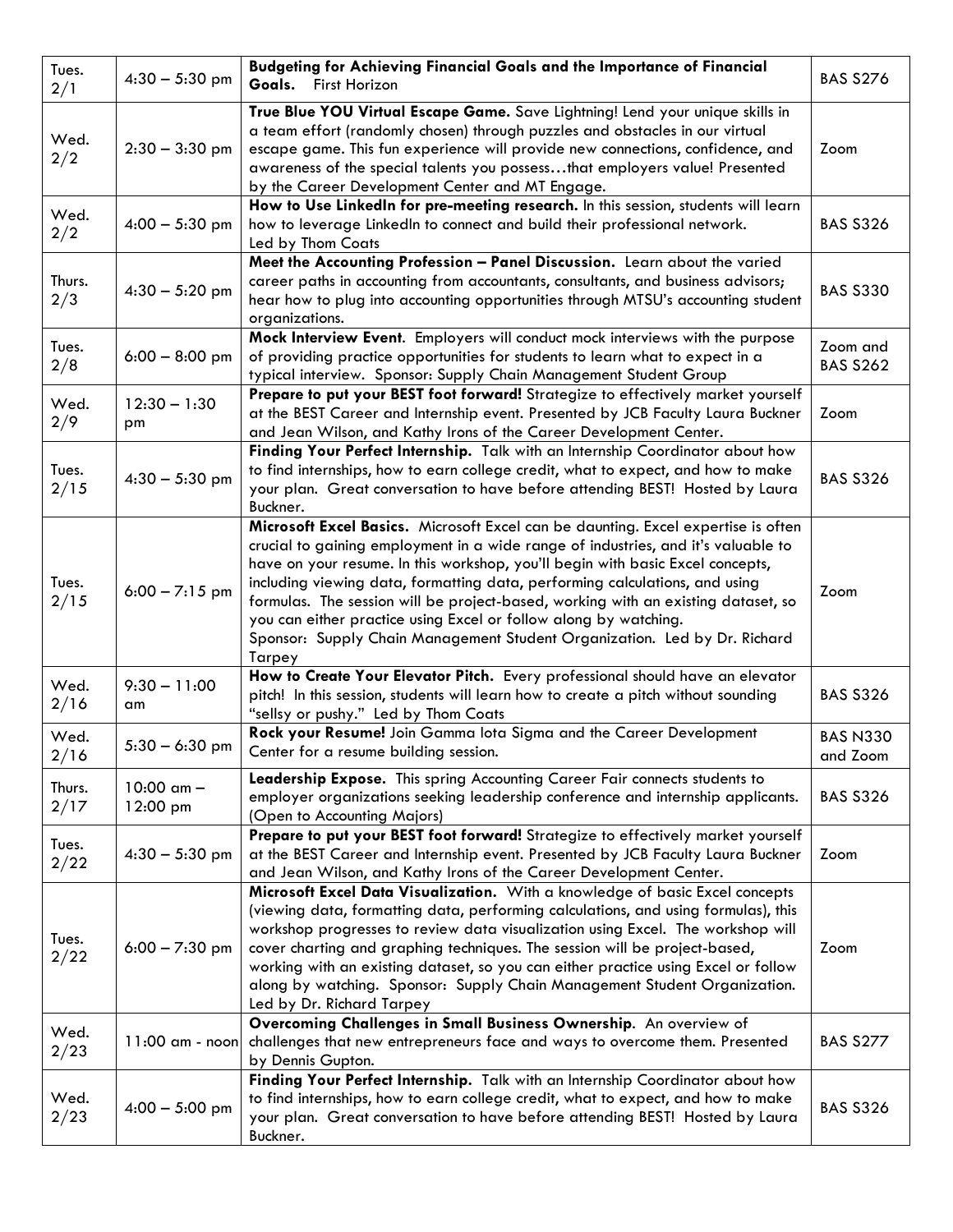| Tues. 2/1 | 4:30 – 5:30 pm | **Budgeting for Achieving Financial Goals and the Importance of Financial Goals.** First Horizon | BAS S276 |
|---|---|---|---|
| Wed. 2/2 | 2:30 – 3:30 pm | **True Blue YOU Virtual Escape Game.** Save Lightning! Lend your unique skills in a team effort (randomly chosen) through puzzles and obstacles in our virtual escape game. This fun experience will provide new connections, confidence, and awareness of the special talents you possess…that employers value! Presented by the Career Development Center and MT Engage. | Zoom |
| Wed. 2/2 | 4:00 – 5:30 pm | **How to Use LinkedIn for pre-meeting research.** In this session, students will learn how to leverage LinkedIn to connect and build their professional network. Led by Thom Coats | BAS S326 |
| Thurs. 2/3 | 4:30 – 5:20 pm | **Meet the Accounting Profession – Panel Discussion.** Learn about the varied career paths in accounting from accountants, consultants, and business advisors; hear how to plug into accounting opportunities through MTSU's accounting student organizations. | BAS S330 |
| Tues. 2/8 | 6:00 – 8:00 pm | **Mock Interview Event.** Employers will conduct mock interviews with the purpose of providing practice opportunities for students to learn what to expect in a typical interview. Sponsor: Supply Chain Management Student Group | Zoom and BAS S262 |
| Wed. 2/9 | 12:30 – 1:30 pm | **Prepare to put your BEST foot forward!** Strategize to effectively market yourself at the BEST Career and Internship event. Presented by JCB Faculty Laura Buckner and Jean Wilson, and Kathy Irons of the Career Development Center. | Zoom |
| Tues. 2/15 | 4:30 – 5:30 pm | **Finding Your Perfect Internship.** Talk with an Internship Coordinator about how to find internships, how to earn college credit, what to expect, and how to make your plan. Great conversation to have before attending BEST! Hosted by Laura Buckner. | BAS S326 |
| Tues. 2/15 | 6:00 – 7:15 pm | **Microsoft Excel Basics.** Microsoft Excel can be daunting. Excel expertise is often crucial to gaining employment in a wide range of industries, and it's valuable to have on your resume. In this workshop, you'll begin with basic Excel concepts, including viewing data, formatting data, performing calculations, and using formulas. The session will be project-based, working with an existing dataset, so you can either practice using Excel or follow along by watching. Sponsor: Supply Chain Management Student Organization. Led by Dr. Richard Tarpey | Zoom |
| Wed. 2/16 | 9:30 – 11:00 am | **How to Create Your Elevator Pitch.** Every professional should have an elevator pitch! In this session, students will learn how to create a pitch without sounding "sellsy or pushy." Led by Thom Coats | BAS S326 |
| Wed. 2/16 | 5:30 – 6:30 pm | **Rock your Resume!** Join Gamma Iota Sigma and the Career Development Center for a resume building session. | BAS N330 and Zoom |
| Thurs. 2/17 | 10:00 am – 12:00 pm | **Leadership Expose.** This spring Accounting Career Fair connects students to employer organizations seeking leadership conference and internship applicants. (Open to Accounting Majors) | BAS S326 |
| Tues. 2/22 | 4:30 – 5:30 pm | **Prepare to put your BEST foot forward!** Strategize to effectively market yourself at the BEST Career and Internship event. Presented by JCB Faculty Laura Buckner and Jean Wilson, and Kathy Irons of the Career Development Center. | Zoom |
| Tues. 2/22 | 6:00 – 7:30 pm | **Microsoft Excel Data Visualization.** With a knowledge of basic Excel concepts (viewing data, formatting data, performing calculations, and using formulas), this workshop progresses to review data visualization using Excel. The workshop will cover charting and graphing techniques. The session will be project-based, working with an existing dataset, so you can either practice using Excel or follow along by watching. Sponsor: Supply Chain Management Student Organization. Led by Dr. Richard Tarpey | Zoom |
| Wed. 2/23 | 11:00 am - noon | **Overcoming Challenges in Small Business Ownership.** An overview of challenges that new entrepreneurs face and ways to overcome them. Presented by Dennis Gupton. | BAS S277 |
| Wed. 2/23 | 4:00 – 5:00 pm | **Finding Your Perfect Internship.** Talk with an Internship Coordinator about how to find internships, how to earn college credit, what to expect, and how to make your plan. Great conversation to have before attending BEST! Hosted by Laura Buckner. | BAS S326 |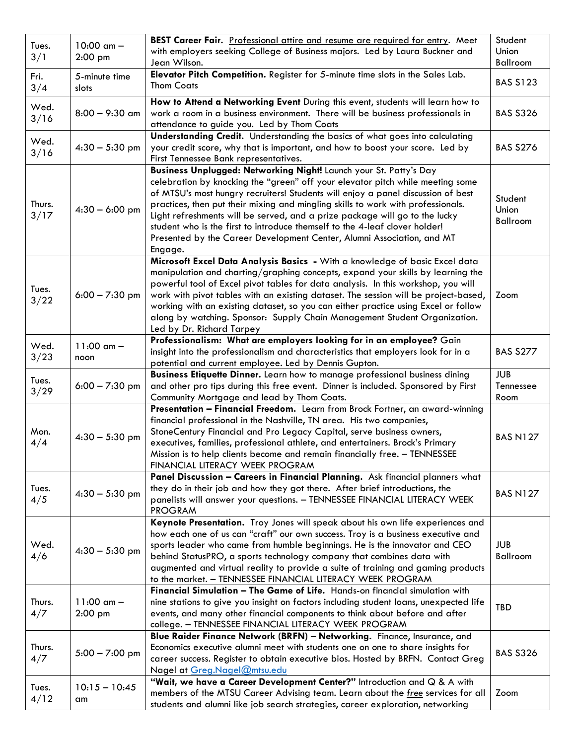| Tues. 3/1 | 10:00 am – 2:00 pm | **BEST Career Fair.** Professional attire and resume are required for entry. Meet with employers seeking College of Business majors. Led by Laura Buckner and Jean Wilson. | Student Union Ballroom |
|---|---|---|---|
| Fri. 3/4 | 5-minute time slots | **Elevator Pitch Competition.** Register for 5-minute time slots in the Sales Lab. Thom Coats | BAS S123 |
| Wed. 3/16 | 8:00 – 9:30 am | **How to Attend a Networking Event** During this event, students will learn how to work a room in a business environment. There will be business professionals in attendance to guide you. Led by Thom Coats | BAS S326 |
| Wed. 3/16 | 4:30 – 5:30 pm | **Understanding Credit.** Understanding the basics of what goes into calculating your credit score, why that is important, and how to boost your score. Led by First Tennessee Bank representatives. | BAS S276 |
| Thurs. 3/17 | 4:30 – 6:00 pm | **Business Unplugged: Networking Night!** Launch your St. Patty's Day celebration by knocking the "green" off your elevator pitch while meeting some of MTSU's most hungry recruiters! Students will enjoy a panel discussion of best practices, then put their mixing and mingling skills to work with professionals. Light refreshments will be served, and a prize package will go to the lucky student who is the first to introduce themself to the 4-leaf clover holder! Presented by the Career Development Center, Alumni Association, and MT Engage. | Student Union Ballroom |
| Tues. 3/22 | 6:00 – 7:30 pm | **Microsoft Excel Data Analysis Basics** - With a knowledge of basic Excel data manipulation and charting/graphing concepts, expand your skills by learning the powerful tool of Excel pivot tables for data analysis. In this workshop, you will work with pivot tables with an existing dataset. The session will be project-based, working with an existing dataset, so you can either practice using Excel or follow along by watching. Sponsor: Supply Chain Management Student Organization. Led by Dr. Richard Tarpey | Zoom |
| Wed. 3/23 | 11:00 am – noon | **Professionalism: What are employers looking for in an employee?** Gain insight into the professionalism and characteristics that employers look for in a potential and current employee. Led by Dennis Gupton. | BAS S277 |
| Tues. 3/29 | 6:00 – 7:30 pm | **Business Etiquette Dinner.** Learn how to manage professional business dining and other pro tips during this free event. Dinner is included. Sponsored by First Community Mortgage and lead by Thom Coats. | JUB Tennessee Room |
| Mon. 4/4 | 4:30 – 5:30 pm | **Presentation – Financial Freedom.** Learn from Brock Fortner, an award-winning financial professional in the Nashville, TN area. His two companies, StoneCentury Financial and Pro Legacy Capital, serve business owners, executives, families, professional athlete, and entertainers. Brock's Primary Mission is to help clients become and remain financially free. – TENNESSEE FINANCIAL LITERACY WEEK PROGRAM | BAS N127 |
| Tues. 4/5 | 4:30 – 5:30 pm | **Panel Discussion – Careers in Financial Planning.** Ask financial planners what they do in their job and how they got there. After brief introductions, the panelists will answer your questions. – TENNESSEE FINANCIAL LITERACY WEEK PROGRAM | BAS N127 |
| Wed. 4/6 | 4:30 – 5:30 pm | **Keynote Presentation.** Troy Jones will speak about his own life experiences and how each one of us can "craft" our own success. Troy is a business executive and sports leader who came from humble beginnings. He is the innovator and CEO behind StatusPRO, a sports technology company that combines data with augmented and virtual reality to provide a suite of training and gaming products to the market. – TENNESSEE FINANCIAL LITERACY WEEK PROGRAM | JUB Ballroom |
| Thurs. 4/7 | 11:00 am – 2:00 pm | **Financial Simulation – The Game of Life.** Hands-on financial simulation with nine stations to give you insight on factors including student loans, unexpected life events, and many other financial components to think about before and after college. – TENNESSEE FINANCIAL LITERACY WEEK PROGRAM | TBD |
| Thurs. 4/7 | 5:00 – 7:00 pm | **Blue Raider Finance Network (BRFN) – Networking.** Finance, Insurance, and Economics executive alumni meet with students one on one to share insights for career success. Register to obtain executive bios. Hosted by BRFN. Contact Greg Nagel at Greg.Nagel@mtsu.edu | BAS S326 |
| Tues. 4/12 | 10:15 – 10:45 am | **"Wait, we have a Career Development Center?"** Introduction and Q & A with members of the MTSU Career Advising team. Learn about the *free* services for all students and alumni like job search strategies, career exploration, networking | Zoom |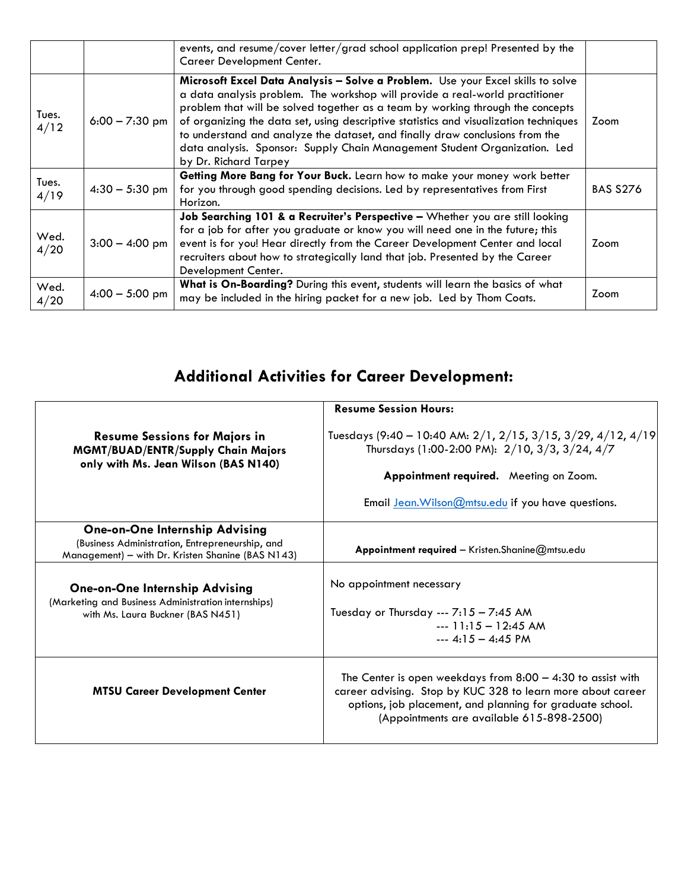|  |  |  |  |
|---|---|---|---|
|  |  | events, and resume/cover letter/grad school application prep! Presented by the Career Development Center. |  |
| Tues. 4/12 | 6:00 – 7:30 pm | **Microsoft Excel Data Analysis – Solve a Problem.** Use your Excel skills to solve a data analysis problem. The workshop will provide a real-world practitioner problem that will be solved together as a team by working through the concepts of organizing the data set, using descriptive statistics and visualization techniques to understand and analyze the dataset, and finally draw conclusions from the data analysis. Sponsor: Supply Chain Management Student Organization. Led by Dr. Richard Tarpey | Zoom |
| Tues. 4/19 | 4:30 – 5:30 pm | **Getting More Bang for Your Buck.** Learn how to make your money work better for you through good spending decisions. Led by representatives from First Horizon. | BAS S276 |
| Wed. 4/20 | 3:00 – 4:00 pm | **Job Searching 101 & a Recruiter's Perspective –** Whether you are still looking for a job for after you graduate or know you will need one in the future; this event is for you! Hear directly from the Career Development Center and local recruiters about how to strategically land that job. Presented by the Career Development Center. | Zoom |
| Wed. 4/20 | 4:00 – 5:00 pm | **What is On-Boarding?** During this event, students will learn the basics of what may be included in the hiring packet for a new job. Led by Thom Coats. | Zoom |

## Additional Activities for Career Development:

|  |  |
|---|---|
| **Resume Sessions for Majors in MGMT/BUAD/ENTR/Supply Chain Majors only with Ms. Jean Wilson (BAS N140)** | **Resume Session Hours:** Tuesdays (9:40 – 10:40 AM: 2/1, 2/15, 3/15, 3/29, 4/12, 4/19 Thursdays (1:00-2:00 PM): 2/10, 3/3, 3/24, 4/7 **Appointment required.** Meeting on Zoom. Email Jean.Wilson@mtsu.edu if you have questions. |
| **One-on-One Internship Advising** (Business Administration, Entrepreneurship, and Management) – with Dr. Kristen Shanine (BAS N143) | **Appointment required** – Kristen.Shanine@mtsu.edu |
| **One-on-One Internship Advising** (Marketing and Business Administration internships) with Ms. Laura Buckner (BAS N451) | No appointment necessary Tuesday or Thursday --- 7:15 – 7:45 AM --- 11:15 – 12:45 AM --- 4:15 – 4:45 PM |
| **MTSU Career Development Center** | The Center is open weekdays from 8:00 – 4:30 to assist with career advising. Stop by KUC 328 to learn more about career options, job placement, and planning for graduate school. (Appointments are available 615-898-2500) |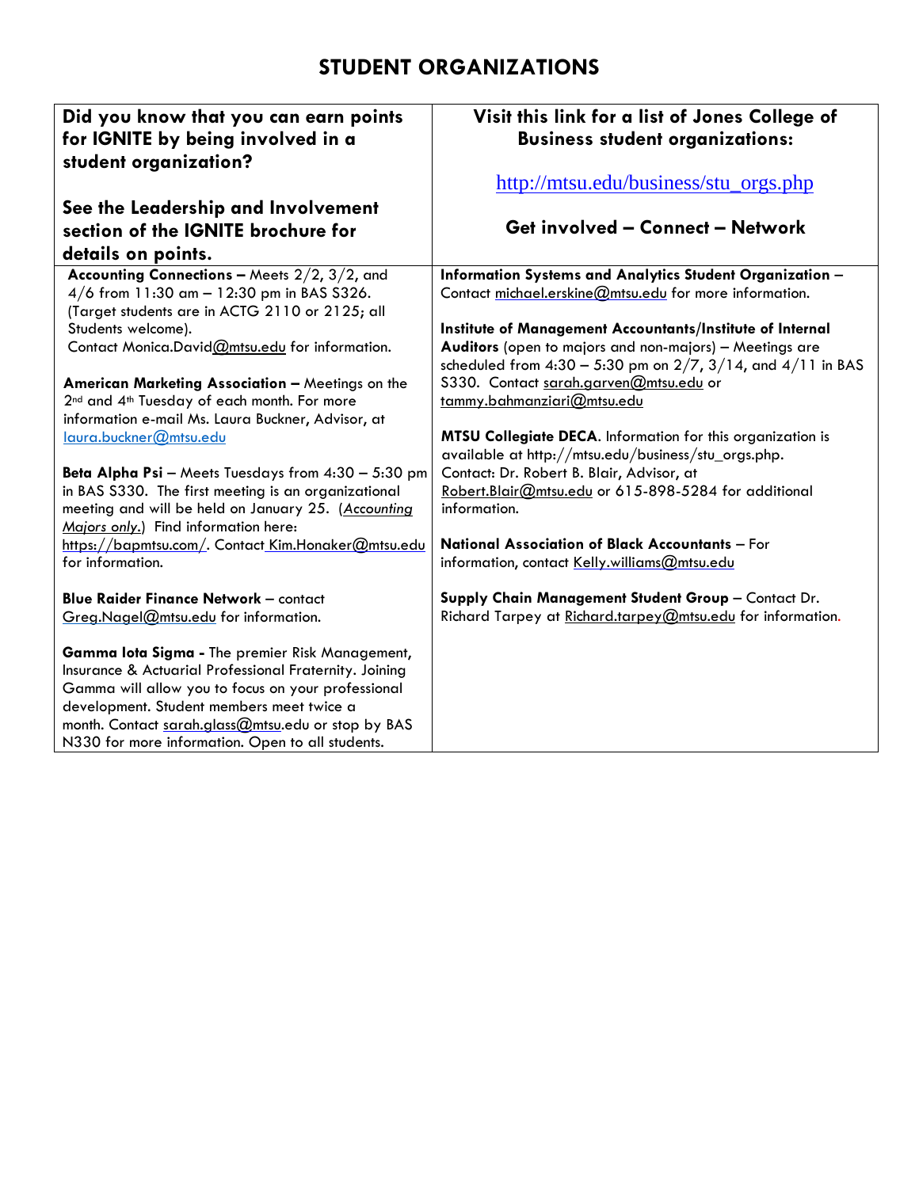# STUDENT ORGANIZATIONS

| **Did you know that you can earn points for IGNITE by being involved in a student organization?**<br><br>**See the Leadership and Involvement section of the IGNITE brochure for details on points.** | **Visit this link for a list of Jones College of Business student organizations:**<br><br>http://mtsu.edu/business/stu_orgs.php<br><br>**Get involved – Connect – Network** |
|---|---|
| **Accounting Connections –** Meets 2/2, 3/2, and 4/6 from 11:30 am – 12:30 pm in BAS S326. (Target students are in ACTG 2110 or 2125; all Students welcome). Contact Monica.David@mtsu.edu for information.<br><br>**American Marketing Association –** Meetings on the 2nd and 4th Tuesday of each month. For more information e-mail Ms. Laura Buckner, Advisor, at laura.buckner@mtsu.edu<br><br>**Beta Alpha Psi** – Meets Tuesdays from 4:30 – 5:30 pm in BAS S330. The first meeting is an organizational meeting and will be held on January 25. (*Accounting Majors only.*) Find information here: https://bapmtsu.com/. Contact Kim.Honaker@mtsu.edu for information.<br><br>**Blue Raider Finance Network** – contact Greg.Nagel@mtsu.edu for information.<br><br>**Gamma Iota Sigma -** The premier Risk Management, Insurance & Actuarial Professional Fraternity. Joining Gamma will allow you to focus on your professional development. Student members meet twice a month. Contact sarah.glass@mtsu.edu or stop by BAS N330 for more information. Open to all students. | **Information Systems and Analytics Student Organization** – Contact michael.erskine@mtsu.edu for more information.<br><br>**Institute of Management Accountants/Institute of Internal Auditors** (open to majors and non-majors) – Meetings are scheduled from 4:30 – 5:30 pm on 2/7, 3/14, and 4/11 in BAS S330. Contact sarah.garven@mtsu.edu or tammy.bahmanziari@mtsu.edu<br><br>**MTSU Collegiate DECA**. Information for this organization is available at http://mtsu.edu/business/stu_orgs.php. Contact: Dr. Robert B. Blair, Advisor, at Robert.Blair@mtsu.edu or 615-898-5284 for additional information.<br><br>**National Association of Black Accountants** – For information, contact Kelly.williams@mtsu.edu<br><br>**Supply Chain Management Student Group** – Contact Dr. Richard Tarpey at Richard.tarpey@mtsu.edu for information. |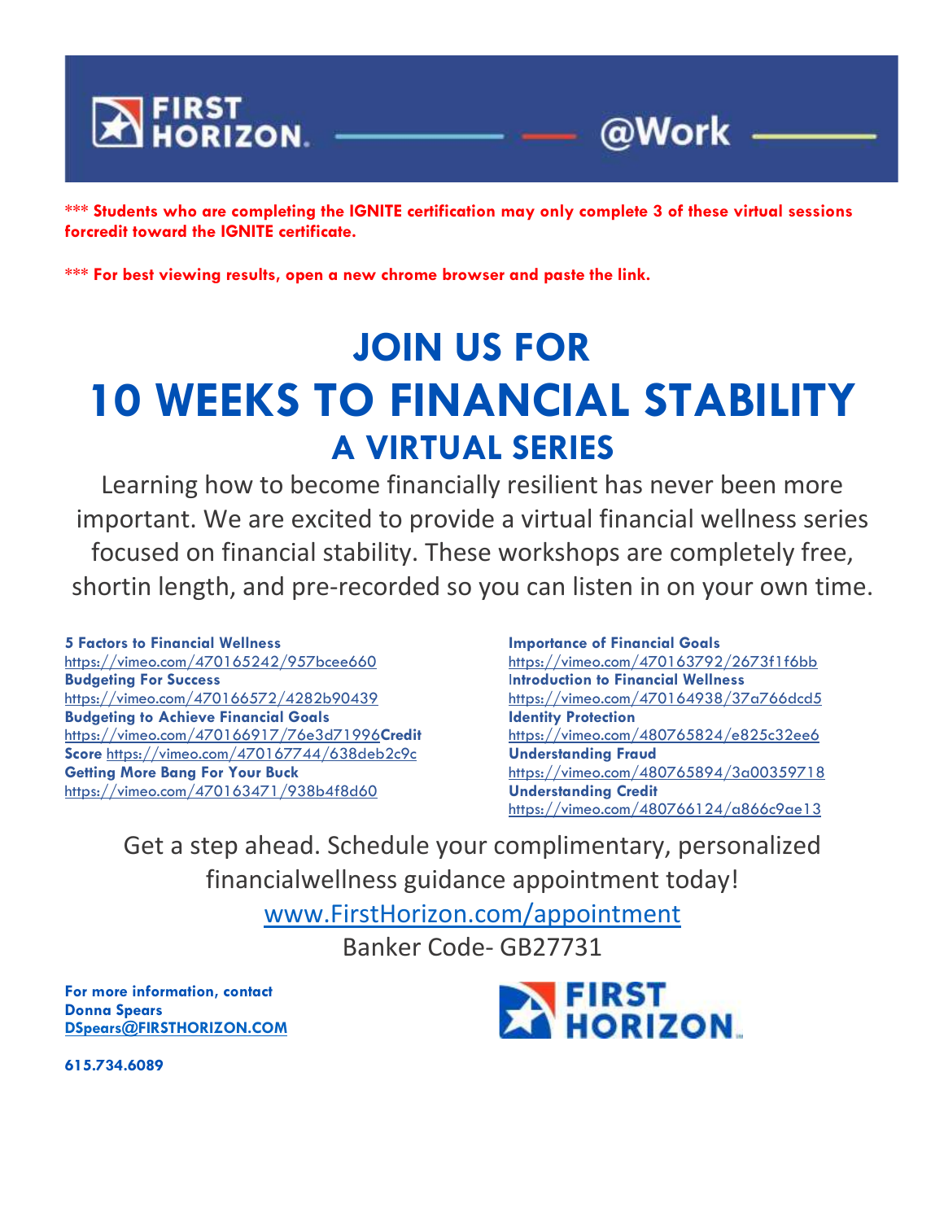FIRST HORIZON. @Work

**\*\*\* Students who are completing the IGNITE certification may only complete 3 of these virtual sessions forcredit toward the IGNITE certificate.**

**\*\*\* For best viewing results, open a new chrome browser and paste the link.**

# JOIN US FOR
# 10 WEEKS TO FINANCIAL STABILITY
## A VIRTUAL SERIES

Learning how to become financially resilient has never been more important. We are excited to provide a virtual financial wellness series focused on financial stability. These workshops are completely free, shortin length, and pre-recorded so you can listen in on your own time.

**5 Factors to Financial Wellness**
https://vimeo.com/470165242/957bcee660
**Budgeting For Success**
https://vimeo.com/470166572/4282b90439
**Budgeting to Achieve Financial Goals**
https://vimeo.com/470166917/76e3d71996**Credit Score** https://vimeo.com/470167744/638deb2c9c
**Getting More Bang For Your Buck**
https://vimeo.com/470163471/938b4f8d60

**Importance of Financial Goals**
https://vimeo.com/470163792/2673f1f6bb
**Introduction to Financial Wellness**
https://vimeo.com/470164938/37a766dcd5
**Identity Protection**
https://vimeo.com/480765824/e825c32ee6
**Understanding Fraud**
https://vimeo.com/480765894/3a00359718
**Understanding Credit**
https://vimeo.com/480766124/a866c9ae13

Get a step ahead. Schedule your complimentary, personalized financialwellness guidance appointment today!

www.FirstHorizon.com/appointment

Banker Code- GB27731

**For more information, contact**
**Donna Spears**
**DSpears@FIRSTHORIZON.COM**

**615.734.6089**

FIRST HORIZON.